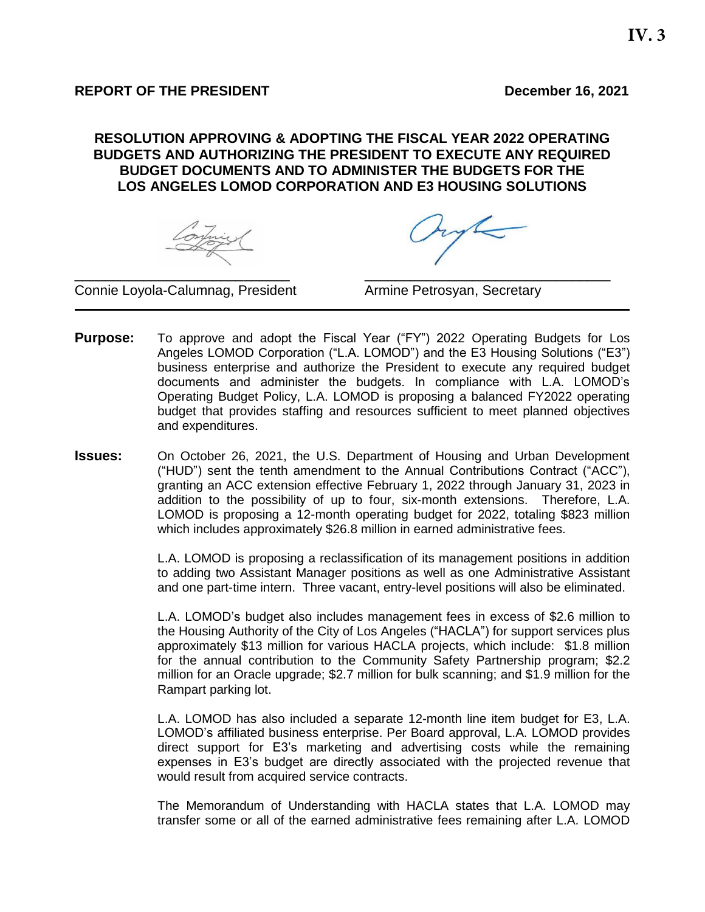**IV. 3**

**REPORT OF THE PRESIDENT** **December 16, 2021**

**RESOLUTION APPROVING & ADOPTING THE FISCAL YEAR 2022 OPERATING BUDGETS AND AUTHORIZING THE PRESIDENT TO EXECUTE ANY REQUIRED BUDGET DOCUMENTS AND TO ADMINISTER THE BUDGETS FOR THE LOS ANGELES LOMOD CORPORATION AND E3 HOUSING SOLUTIONS**

Connie Loyola-Calumnag, President Armine Petrosyan, Secretary

---

**Purpose:** To approve and adopt the Fiscal Year ("FY") 2022 Operating Budgets for Los Angeles LOMOD Corporation ("L.A. LOMOD") and the E3 Housing Solutions ("E3") business enterprise and authorize the President to execute any required budget documents and administer the budgets. In compliance with L.A. LOMOD's Operating Budget Policy, L.A. LOMOD is proposing a balanced FY2022 operating budget that provides staffing and resources sufficient to meet planned objectives and expenditures.

**Issues:** On October 26, 2021, the U.S. Department of Housing and Urban Development ("HUD") sent the tenth amendment to the Annual Contributions Contract ("ACC"), granting an ACC extension effective February 1, 2022 through January 31, 2023 in addition to the possibility of up to four, six-month extensions. Therefore, L.A. LOMOD is proposing a 12-month operating budget for 2022, totaling $823 million which includes approximately $26.8 million in earned administrative fees.

L.A. LOMOD is proposing a reclassification of its management positions in addition to adding two Assistant Manager positions as well as one Administrative Assistant and one part-time intern. Three vacant, entry-level positions will also be eliminated.

L.A. LOMOD's budget also includes management fees in excess of $2.6 million to the Housing Authority of the City of Los Angeles ("HACLA") for support services plus approximately $13 million for various HACLA projects, which include: $1.8 million for the annual contribution to the Community Safety Partnership program; $2.2 million for an Oracle upgrade; $2.7 million for bulk scanning; and $1.9 million for the Rampart parking lot.

L.A. LOMOD has also included a separate 12-month line item budget for E3, L.A. LOMOD's affiliated business enterprise. Per Board approval, L.A. LOMOD provides direct support for E3's marketing and advertising costs while the remaining expenses in E3's budget are directly associated with the projected revenue that would result from acquired service contracts.

The Memorandum of Understanding with HACLA states that L.A. LOMOD may transfer some or all of the earned administrative fees remaining after L.A. LOMOD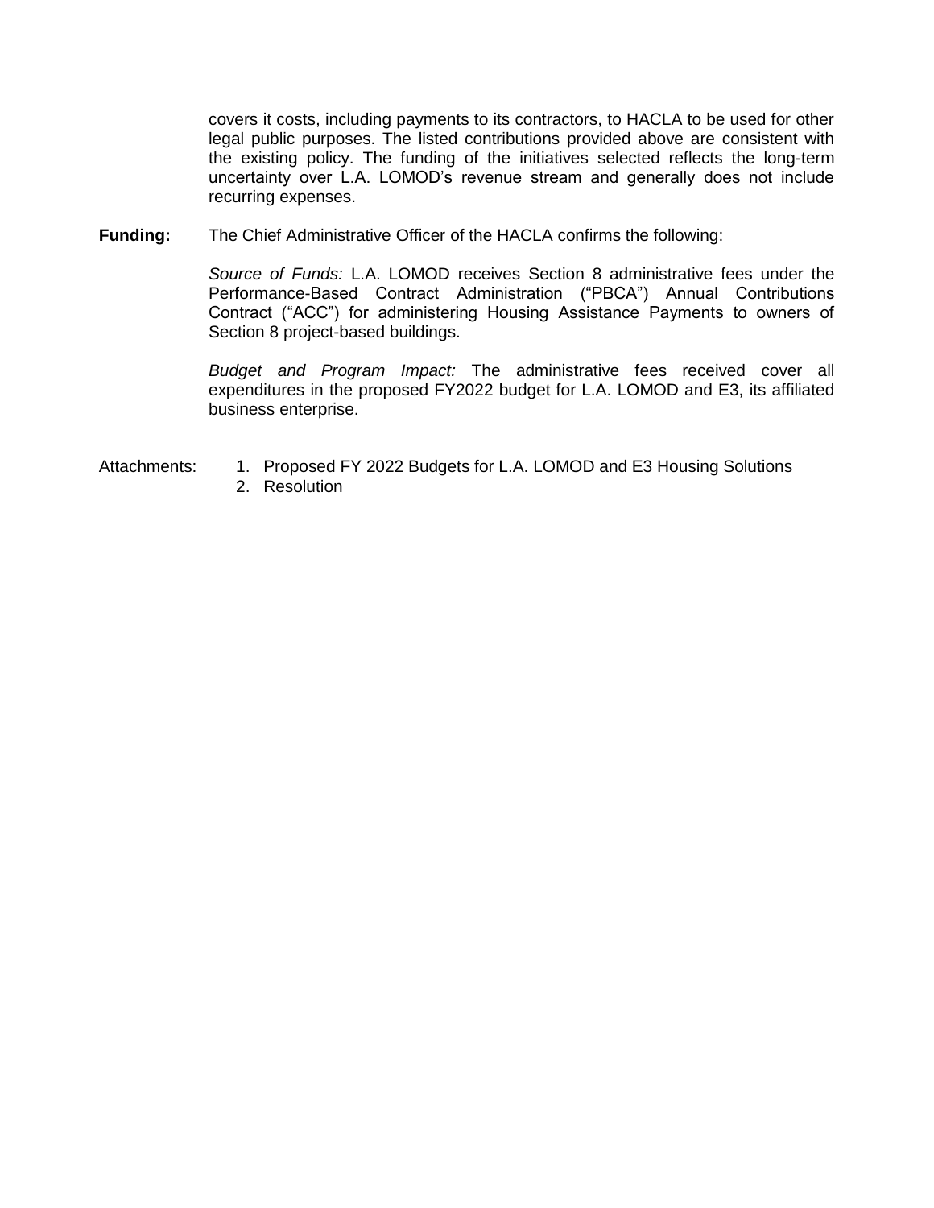covers it costs, including payments to its contractors, to HACLA to be used for other legal public purposes. The listed contributions provided above are consistent with the existing policy. The funding of the initiatives selected reflects the long-term uncertainty over L.A. LOMOD's revenue stream and generally does not include recurring expenses.

**Funding:** The Chief Administrative Officer of the HACLA confirms the following:

*Source of Funds:* L.A. LOMOD receives Section 8 administrative fees under the Performance-Based Contract Administration ("PBCA") Annual Contributions Contract ("ACC") for administering Housing Assistance Payments to owners of Section 8 project-based buildings.

*Budget and Program Impact:* The administrative fees received cover all expenditures in the proposed FY2022 budget for L.A. LOMOD and E3, its affiliated business enterprise.

Attachments:

1. Proposed FY 2022 Budgets for L.A. LOMOD and E3 Housing Solutions
2. Resolution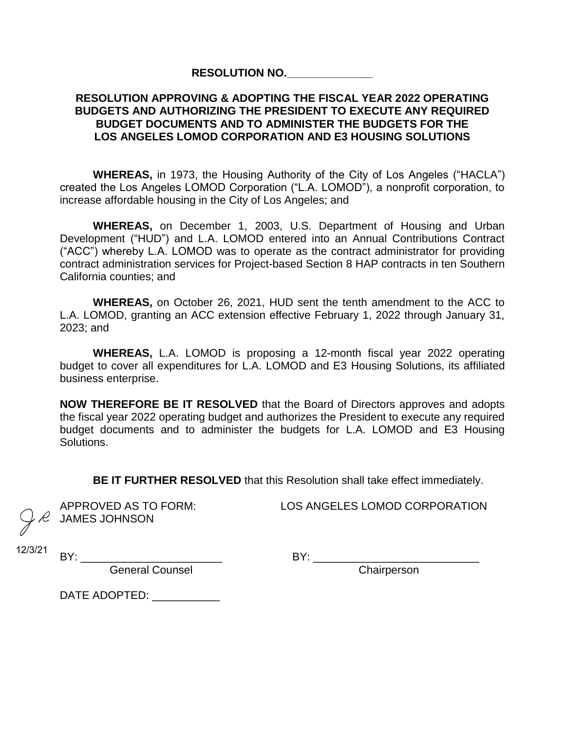# RESOLUTION NO.\_\_\_\_\_\_\_\_\_\_\_\_\_\_

## RESOLUTION APPROVING & ADOPTING THE FISCAL YEAR 2022 OPERATING BUDGETS AND AUTHORIZING THE PRESIDENT TO EXECUTE ANY REQUIRED BUDGET DOCUMENTS AND TO ADMINISTER THE BUDGETS FOR THE LOS ANGELES LOMOD CORPORATION AND E3 HOUSING SOLUTIONS

**WHEREAS,** in 1973, the Housing Authority of the City of Los Angeles ("HACLA") created the Los Angeles LOMOD Corporation ("L.A. LOMOD"), a nonprofit corporation, to increase affordable housing in the City of Los Angeles; and

**WHEREAS,** on December 1, 2003, U.S. Department of Housing and Urban Development ("HUD") and L.A. LOMOD entered into an Annual Contributions Contract ("ACC") whereby L.A. LOMOD was to operate as the contract administrator for providing contract administration services for Project-based Section 8 HAP contracts in ten Southern California counties; and

**WHEREAS,** on October 26, 2021, HUD sent the tenth amendment to the ACC to L.A. LOMOD, granting an ACC extension effective February 1, 2022 through January 31, 2023; and

**WHEREAS,** L.A. LOMOD is proposing a 12-month fiscal year 2022 operating budget to cover all expenditures for L.A. LOMOD and E3 Housing Solutions, its affiliated business enterprise.

**NOW THEREFORE BE IT RESOLVED** that the Board of Directors approves and adopts the fiscal year 2022 operating budget and authorizes the President to execute any required budget documents and to administer the budgets for L.A. LOMOD and E3 Housing Solutions.

**BE IT FURTHER RESOLVED** that this Resolution shall take effect immediately.

APPROVED AS TO FORM:
JAMES JOHNSON

JR
12/3/21

BY: \_\_\_\_\_\_\_\_\_\_\_\_\_\_\_\_\_\_\_\_\_\_
General Counsel

LOS ANGELES LOMOD CORPORATION

BY: \_\_\_\_\_\_\_\_\_\_\_\_\_\_\_\_\_\_\_\_\_\_\_\_\_\_\_
Chairperson

DATE ADOPTED: \_\_\_\_\_\_\_\_\_\_\_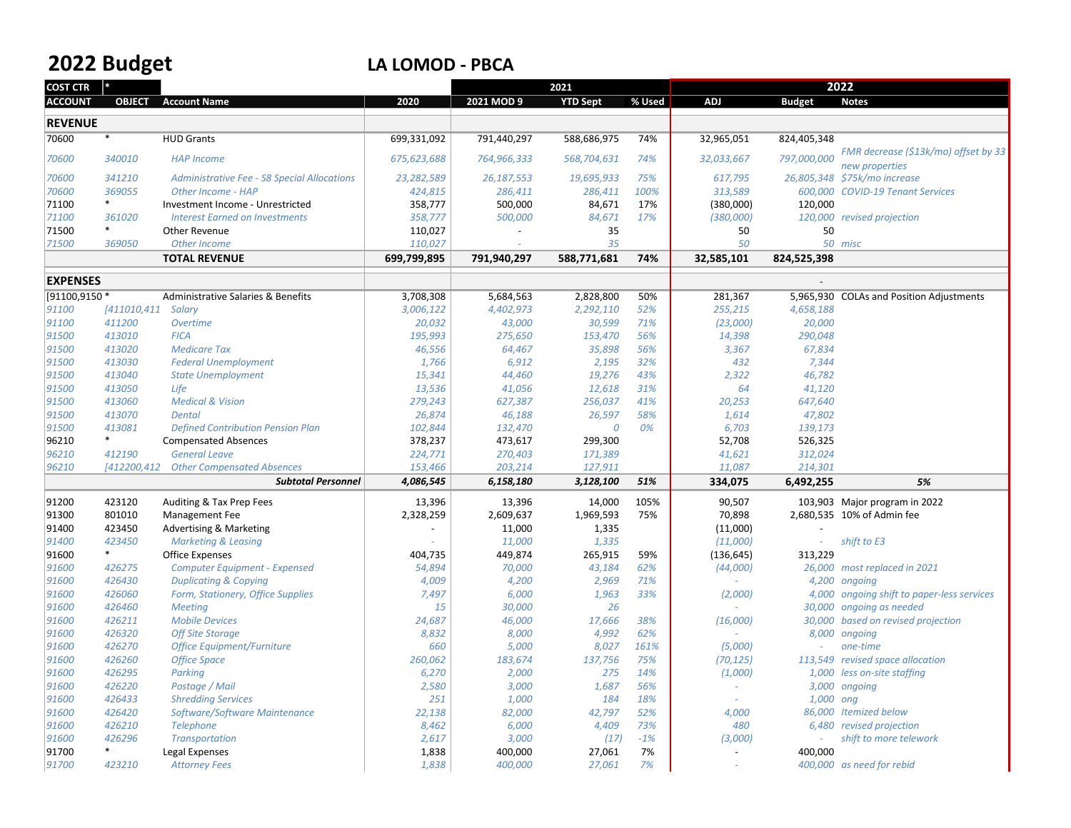# 2022 Budget

## LA LOMOD - PBCA

| COST CTR | * | | | 2021 | | | 2022 | | |
|---|---|---|---|---|---|---|---|---|---|
| ACCOUNT | OBJECT | Account Name | 2020 | 2021 MOD 9 | YTD Sept | % Used | ADJ | Budget | Notes |
| **REVENUE** | | | | | | | | | |
| 70600 | * | HUD Grants | 699,331,092 | 791,440,297 | 588,686,975 | 74% | 32,965,051 | 824,405,348 | |
| *70600* | *340010* | *HAP Income* | *675,623,688* | *764,966,333* | *568,704,631* | *74%* | *32,033,667* | *797,000,000* | *FMR decrease ($13k/mo) offset by 33 new properties* |
| *70600* | *341210* | *Administrative Fee - S8 Special Allocations* | *23,282,589* | *26,187,553* | *19,695,933* | *75%* | *617,795* | *26,805,348* | *$75k/mo increase* |
| *70600* | *369055* | *Other Income - HAP* | *424,815* | *286,411* | *286,411* | *100%* | *313,589* | *600,000* | *COVID-19 Tenant Services* |
| 71100 | * | Investment Income - Unrestricted | 358,777 | 500,000 | 84,671 | 17% | (380,000) | 120,000 | |
| *71100* | *361020* | *Interest Earned on Investments* | *358,777* | *500,000* | *84,671* | *17%* | *(380,000)* | *120,000* | *revised projection* |
| 71500 | * | Other Revenue | 110,027 | - | 35 | | 50 | 50 | |
| *71500* | *369050* | *Other Income* | *110,027* | *-* | *35* | | *50* | *50* | *misc* |
| | | **TOTAL REVENUE** | **699,799,895** | **791,940,297** | **588,771,681** | **74%** | **32,585,101** | **824,525,398** | |
| **EXPENSES** | | | | | | | | - | |
| [91100,9150 | * | Administrative Salaries & Benefits | 3,708,308 | 5,684,563 | 2,828,800 | 50% | 281,367 | 5,965,930 | COLAs and Position Adjustments |
| *91100* | *[411010,411* | *Salary* | *3,006,122* | *4,402,973* | *2,292,110* | *52%* | *255,215* | *4,658,188* | |
| *91100* | *411200* | *Overtime* | *20,032* | *43,000* | *30,599* | *71%* | *(23,000)* | *20,000* | |
| *91500* | *413010* | *FICA* | *195,993* | *275,650* | *153,470* | *56%* | *14,398* | *290,048* | |
| *91500* | *413020* | *Medicare Tax* | *46,556* | *64,467* | *35,898* | *56%* | *3,367* | *67,834* | |
| *91500* | *413030* | *Federal Unemployment* | *1,766* | *6,912* | *2,195* | *32%* | *432* | *7,344* | |
| *91500* | *413040* | *State Unemployment* | *15,341* | *44,460* | *19,276* | *43%* | *2,322* | *46,782* | |
| *91500* | *413050* | *Life* | *13,536* | *41,056* | *12,618* | *31%* | *64* | *41,120* | |
| *91500* | *413060* | *Medical & Vision* | *279,243* | *627,387* | *256,037* | *41%* | *20,253* | *647,640* | |
| *91500* | *413070* | *Dental* | *26,874* | *46,188* | *26,597* | *58%* | *1,614* | *47,802* | |
| *91500* | *413081* | *Defined Contribution Pension Plan* | *102,844* | *132,470* | *0* | *0%* | *6,703* | *139,173* | |
| 96210 | * | Compensated Absences | 378,237 | 473,617 | 299,300 | | 52,708 | 526,325 | |
| *96210* | *412190* | *General Leave* | *224,771* | *270,403* | *171,389* | | *41,621* | *312,024* | |
| *96210* | *[412200,412* | *Other Compensated Absences* | *153,466* | *203,214* | *127,911* | | *11,087* | *214,301* | |
| | | ***Subtotal Personnel*** | ***4,086,545*** | ***6,158,180*** | ***3,128,100*** | ***51%*** | **334,075** | **6,492,255** | ***5%*** |
| 91200 | 423120 | Auditing & Tax Prep Fees | 13,396 | 13,396 | 14,000 | 105% | 90,507 | 103,903 | Major program in 2022 |
| 91300 | 801010 | Management Fee | 2,328,259 | 2,609,637 | 1,969,593 | 75% | 70,898 | 2,680,535 | 10% of Admin fee |
| 91400 | 423450 | Advertising & Marketing | - | 11,000 | 1,335 | | (11,000) | - | |
| *91400* | *423450* | *Marketing & Leasing* | *-* | *11,000* | *1,335* | | *(11,000)* | *-* | *shift to E3* |
| 91600 | * | Office Expenses | 404,735 | 449,874 | 265,915 | 59% | (136,645) | 313,229 | |
| *91600* | *426275* | *Computer Equipment - Expensed* | *54,894* | *70,000* | *43,184* | *62%* | *(44,000)* | *26,000* | *most replaced in 2021* |
| *91600* | *426430* | *Duplicating & Copying* | *4,009* | *4,200* | *2,969* | *71%* | *-* | *4,200* | *ongoing* |
| *91600* | *426060* | *Form, Stationery, Office Supplies* | *7,497* | *6,000* | *1,963* | *33%* | *(2,000)* | *4,000* | *ongoing shift to paper-less services* |
| *91600* | *426460* | *Meeting* | *15* | *30,000* | *26* | | *-* | *30,000* | *ongoing as needed* |
| *91600* | *426211* | *Mobile Devices* | *24,687* | *46,000* | *17,666* | *38%* | *(16,000)* | *30,000* | *based on revised projection* |
| *91600* | *426320* | *Off Site Storage* | *8,832* | *8,000* | *4,992* | *62%* | *-* | *8,000* | *ongoing* |
| *91600* | *426270* | *Office Equipment/Furniture* | *660* | *5,000* | *8,027* | *161%* | *(5,000)* | *-* | *one-time* |
| *91600* | *426260* | *Office Space* | *260,062* | *183,674* | *137,756* | *75%* | *(70,125)* | *113,549* | *revised space allocation* |
| *91600* | *426295* | *Parking* | *6,270* | *2,000* | *275* | *14%* | *(1,000)* | *1,000* | *less on-site staffing* |
| *91600* | *426220* | *Postage / Mail* | *2,580* | *3,000* | *1,687* | *56%* | *-* | *3,000* | *ongoing* |
| *91600* | *426433* | *Shredding Services* | *251* | *1,000* | *184* | *18%* | *-* | *1,000* | *ong* |
| *91600* | *426420* | *Software/Software Maintenance* | *22,138* | *82,000* | *42,797* | *52%* | *4,000* | *86,000* | *Itemized below* |
| *91600* | *426210* | *Telephone* | *8,462* | *6,000* | *4,409* | *73%* | *480* | *6,480* | *revised projection* |
| *91600* | *426296* | *Transportation* | *2,617* | *3,000* | *(17)* | *-1%* | *(3,000)* | *-* | *shift to more telework* |
| 91700 | * | Legal Expenses | 1,838 | 400,000 | 27,061 | 7% | - | 400,000 | |
| *91700* | *423210* | *Attorney Fees* | *1,838* | *400,000* | *27,061* | *7%* | *-* | *400,000* | *as need for rebid* |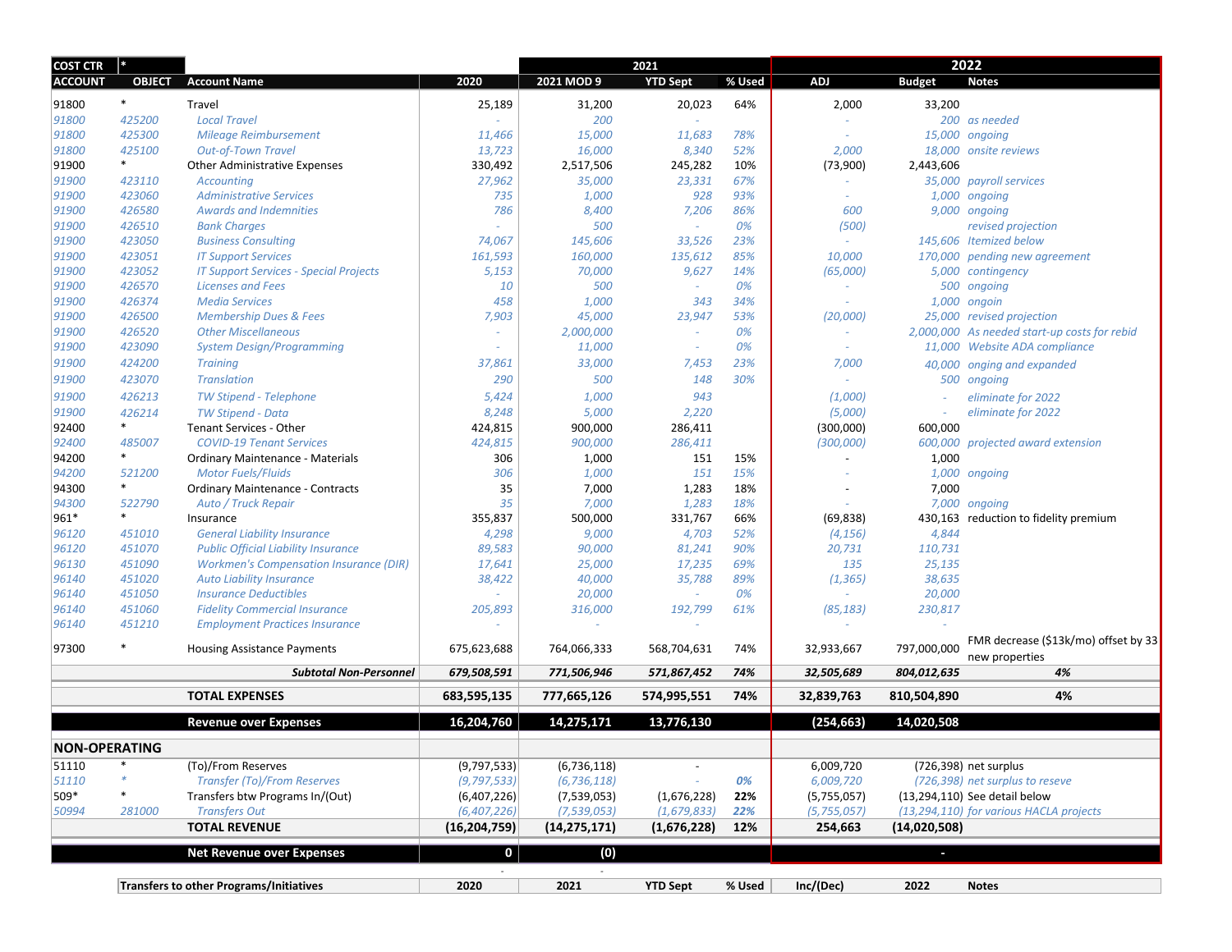| COST CTR | * | | | 2021 | | | 2022 | | |
|---|---|---|---|---|---|---|---|---|---|
| ACCOUNT | OBJECT | Account Name | 2020 | 2021 MOD 9 | YTD Sept | % Used | ADJ | Budget | Notes |
| 91800 | * | Travel | 25,189 | 31,200 | 20,023 | 64% | 2,000 | 33,200 | |
| 91800 | 425200 | Local Travel | - | 200 | - | | - | 200 | as needed |
| 91800 | 425300 | Mileage Reimbursement | 11,466 | 15,000 | 11,683 | 78% | - | 15,000 | ongoing |
| 91800 | 425100 | Out-of-Town Travel | 13,723 | 16,000 | 8,340 | 52% | 2,000 | 18,000 | onsite reviews |
| 91900 | * | Other Administrative Expenses | 330,492 | 2,517,506 | 245,282 | 10% | (73,900) | 2,443,606 | |
| 91900 | 423110 | Accounting | 27,962 | 35,000 | 23,331 | 67% | - | 35,000 | payroll services |
| 91900 | 423060 | Administrative Services | 735 | 1,000 | 928 | 93% | - | 1,000 | ongoing |
| 91900 | 426580 | Awards and Indemnities | 786 | 8,400 | 7,206 | 86% | 600 | 9,000 | ongoing |
| 91900 | 426510 | Bank Charges | - | 500 | - | 0% | (500) | | revised projection |
| 91900 | 423050 | Business Consulting | 74,067 | 145,606 | 33,526 | 23% | - | 145,606 | Itemized below |
| 91900 | 423051 | IT Support Services | 161,593 | 160,000 | 135,612 | 85% | 10,000 | 170,000 | pending new agreement |
| 91900 | 423052 | IT Support Services - Special Projects | 5,153 | 70,000 | 9,627 | 14% | (65,000) | 5,000 | contingency |
| 91900 | 426570 | Licenses and Fees | 10 | 500 | - | 0% | - | 500 | ongoing |
| 91900 | 426374 | Media Services | 458 | 1,000 | 343 | 34% | - | 1,000 | ongoin |
| 91900 | 426500 | Membership Dues & Fees | 7,903 | 45,000 | 23,947 | 53% | (20,000) | 25,000 | revised projection |
| 91900 | 426520 | Other Miscellaneous | - | 2,000,000 | - | 0% | - | 2,000,000 | As needed start-up costs for rebid |
| 91900 | 423090 | System Design/Programming | - | 11,000 | - | 0% | - | 11,000 | Website ADA compliance |
| 91900 | 424200 | Training | 37,861 | 33,000 | 7,453 | 23% | 7,000 | 40,000 | onging and expanded |
| 91900 | 423070 | Translation | 290 | 500 | 148 | 30% | - | 500 | ongoing |
| 91900 | 426213 | TW Stipend - Telephone | 5,424 | 1,000 | 943 | | (1,000) | - | eliminate for 2022 |
| 91900 | 426214 | TW Stipend - Data | 8,248 | 5,000 | 2,220 | | (5,000) | - | eliminate for 2022 |
| 92400 | * | Tenant Services - Other | 424,815 | 900,000 | 286,411 | | (300,000) | 600,000 | |
| 92400 | 485007 | COVID-19 Tenant Services | 424,815 | 900,000 | 286,411 | | (300,000) | 600,000 | projected award extension |
| 94200 | * | Ordinary Maintenance - Materials | 306 | 1,000 | 151 | 15% | - | 1,000 | |
| 94200 | 521200 | Motor Fuels/Fluids | 306 | 1,000 | 151 | 15% | - | 1,000 | ongoing |
| 94300 | * | Ordinary Maintenance - Contracts | 35 | 7,000 | 1,283 | 18% | - | 7,000 | |
| 94300 | 522790 | Auto / Truck Repair | 35 | 7,000 | 1,283 | 18% | - | 7,000 | ongoing |
| 961* | * | Insurance | 355,837 | 500,000 | 331,767 | 66% | (69,838) | 430,163 | reduction to fidelity premium |
| 96120 | 451010 | General Liability Insurance | 4,298 | 9,000 | 4,703 | 52% | (4,156) | 4,844 | |
| 96120 | 451070 | Public Official Liability Insurance | 89,583 | 90,000 | 81,241 | 90% | 20,731 | 110,731 | |
| 96130 | 451090 | Workmen's Compensation Insurance (DIR) | 17,641 | 25,000 | 17,235 | 69% | 135 | 25,135 | |
| 96140 | 451020 | Auto Liability Insurance | 38,422 | 40,000 | 35,788 | 89% | (1,365) | 38,635 | |
| 96140 | 451050 | Insurance Deductibles | - | 20,000 | - | 0% | - | 20,000 | |
| 96140 | 451060 | Fidelity Commercial Insurance | 205,893 | 316,000 | 192,799 | 61% | (85,183) | 230,817 | |
| 96140 | 451210 | Employment Practices Insurance | - | - | - | | - | - | |
| 97300 | * | Housing Assistance Payments | 675,623,688 | 764,066,333 | 568,704,631 | 74% | 32,933,667 | 797,000,000 | FMR decrease ($13k/mo) offset by 33 new properties |
| | | ***Subtotal Non-Personnel*** | ***679,508,591*** | ***771,506,946*** | ***571,867,452*** | ***74%*** | ***32,505,689*** | ***804,012,635*** | ***4%*** |
| | | **TOTAL EXPENSES** | **683,595,135** | **777,665,126** | **574,995,551** | **74%** | **32,839,763** | **810,504,890** | **4%** |
| | | **Revenue over Expenses** | **16,204,760** | **14,275,171** | **13,776,130** | | **(254,663)** | **14,020,508** | |
| **NON-OPERATING** | | | | | | | | | |
| 51110 | * | (To)/From Reserves | (9,797,533) | (6,736,118) | - | | 6,009,720 | (726,398) | net surplus |
| 51110 | * | Transfer (To)/From Reserves | (9,797,533) | (6,736,118) | - | 0% | 6,009,720 | (726,398) | net surplus to reseve |
| 509* | * | Transfers btw Programs In/(Out) | (6,407,226) | (7,539,053) | (1,676,228) | 22% | (5,755,057) | (13,294,110) | See detail below |
| 50994 | 281000 | Transfers Out | (6,407,226) | (7,539,053) | (1,679,833) | 22% | (5,755,057) | (13,294,110) | for various HACLA projects |
| | | **TOTAL REVENUE** | **(16,204,759)** | **(14,275,171)** | **(1,676,228)** | **12%** | **254,663** | **(14,020,508)** | |
| | | **Net Revenue over Expenses** | **0** | **(0)** | | | | **-** | |

| Transfers to other Programs/Initiatives | 2020 | 2021 | YTD Sept | % Used | Inc/(Dec) | 2022 | Notes |
|---|---|---|---|---|---|---|---|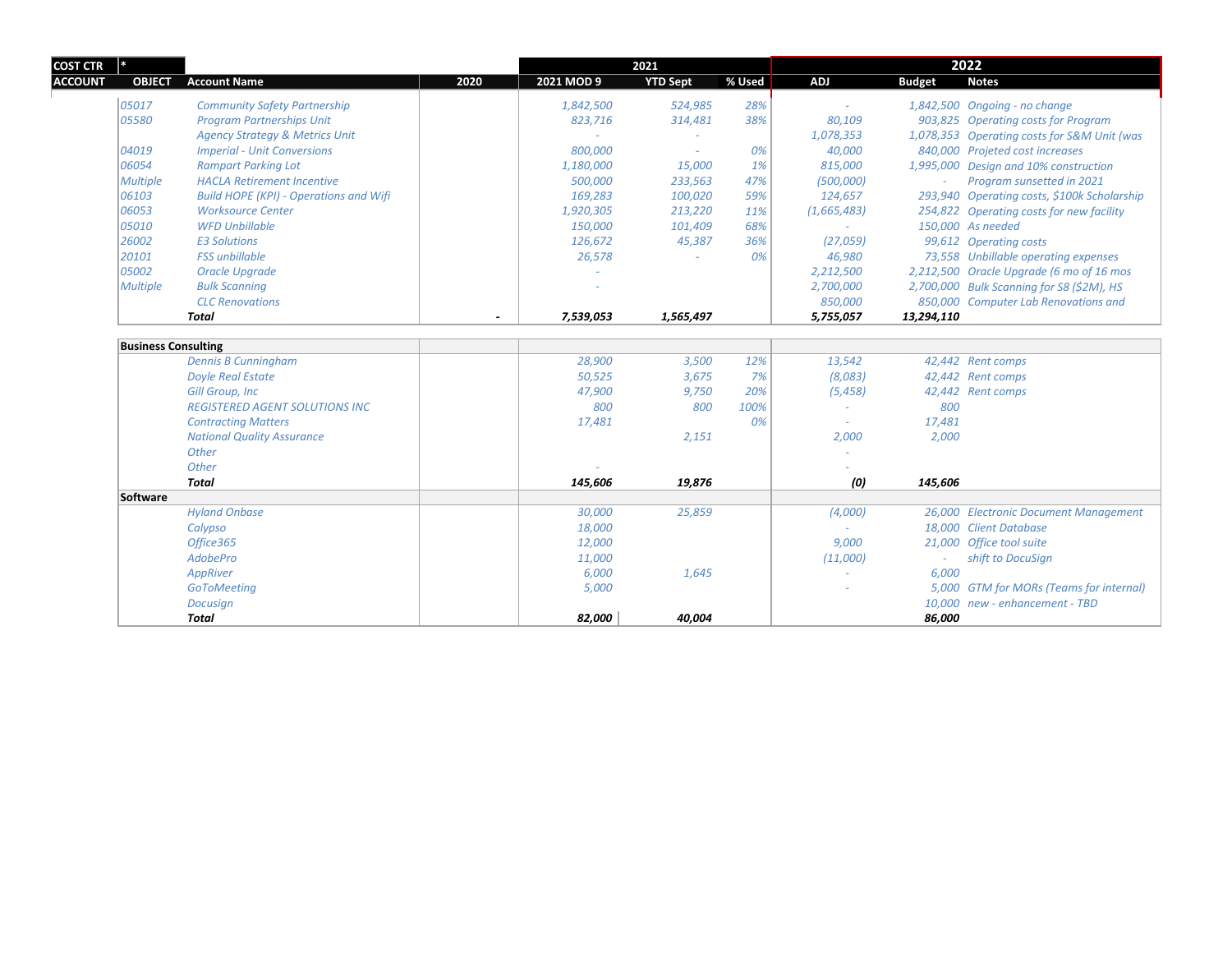| COST CTR | * | | | 2021 | | | 2022 | | |
|---|---|---|---|---|---|---|---|---|---|
| ACCOUNT | OBJECT | Account Name | 2020 | 2021 MOD 9 | YTD Sept | % Used | ADJ | Budget | Notes |
| | 05017 | Community Safety Partnership | | 1,842,500 | 524,985 | 28% | - | 1,842,500 | Ongoing - no change |
| | 05580 | Program Partnerships Unit | | 823,716 | 314,481 | 38% | 80,109 | 903,825 | Operating costs for Program |
| | | Agency Strategy & Metrics Unit | | - | - | | 1,078,353 | 1,078,353 | Operating costs for S&M Unit (was |
| | 04019 | Imperial - Unit Conversions | | 800,000 | - | 0% | 40,000 | 840,000 | Projeted cost increases |
| | 06054 | Rampart Parking Lot | | 1,180,000 | 15,000 | 1% | 815,000 | 1,995,000 | Design and 10% construction |
| | Multiple | HACLA Retirement Incentive | | 500,000 | 233,563 | 47% | (500,000) | - | Program sunsetted in 2021 |
| | 06103 | Build HOPE (KPI) - Operations and Wifi | | 169,283 | 100,020 | 59% | 124,657 | 293,940 | Operating costs, $100k Scholarship |
| | 06053 | Worksource Center | | 1,920,305 | 213,220 | 11% | (1,665,483) | 254,822 | Operating costs for new facility |
| | 05010 | WFD Unbillable | | 150,000 | 101,409 | 68% | - | 150,000 | As needed |
| | 26002 | E3 Solutions | | 126,672 | 45,387 | 36% | (27,059) | 99,612 | Operating costs |
| | 20101 | FSS unbillable | | 26,578 | - | 0% | 46,980 | 73,558 | Unbillable operating expenses |
| | 05002 | Oracle Upgrade | | - | | | 2,212,500 | 2,212,500 | Oracle Upgrade (6 mo of 16 mos |
| | Multiple | Bulk Scanning | | - | | | 2,700,000 | 2,700,000 | Bulk Scanning for S8 ($2M), HS |
| | | CLC Renovations | | | | | 850,000 | 850,000 | Computer Lab Renovations and |
| | | **Total** | - | **7,539,053** | **1,565,497** | | **5,755,057** | **13,294,110** | |

| Business Consulting | | | | | | | |
|---|---|---|---|---|---|---|---|
| Dennis B Cunningham | | 28,900 | 3,500 | 12% | 13,542 | 42,442 | Rent comps |
| Doyle Real Estate | | 50,525 | 3,675 | 7% | (8,083) | 42,442 | Rent comps |
| Gill Group, Inc | | 47,900 | 9,750 | 20% | (5,458) | 42,442 | Rent comps |
| REGISTERED AGENT SOLUTIONS INC | | 800 | 800 | 100% | - | 800 | |
| Contracting Matters | | 17,481 | | 0% | - | 17,481 | |
| National Quality Assurance | | | 2,151 | | 2,000 | 2,000 | |
| Other | | | | | - | | |
| Other | | - | | | - | | |
| **Total** | | **145,606** | **19,876** | | **(0)** | **145,606** | |
| **Software** | | | | | | | |
| Hyland Onbase | | 30,000 | 25,859 | | (4,000) | 26,000 | Electronic Document Management |
| Calypso | | 18,000 | | | - | 18,000 | Client Database |
| Office365 | | 12,000 | | | 9,000 | 21,000 | Office tool suite |
| AdobePro | | 11,000 | | | (11,000) | - | shift to DocuSign |
| AppRiver | | 6,000 | 1,645 | | - | 6,000 | |
| GoToMeeting | | 5,000 | | | - | 5,000 | GTM for MORs (Teams for internal) |
| Docusign | | | | | | 10,000 | new - enhancement - TBD |
| **Total** | | **82,000** | **40,004** | | | **86,000** | |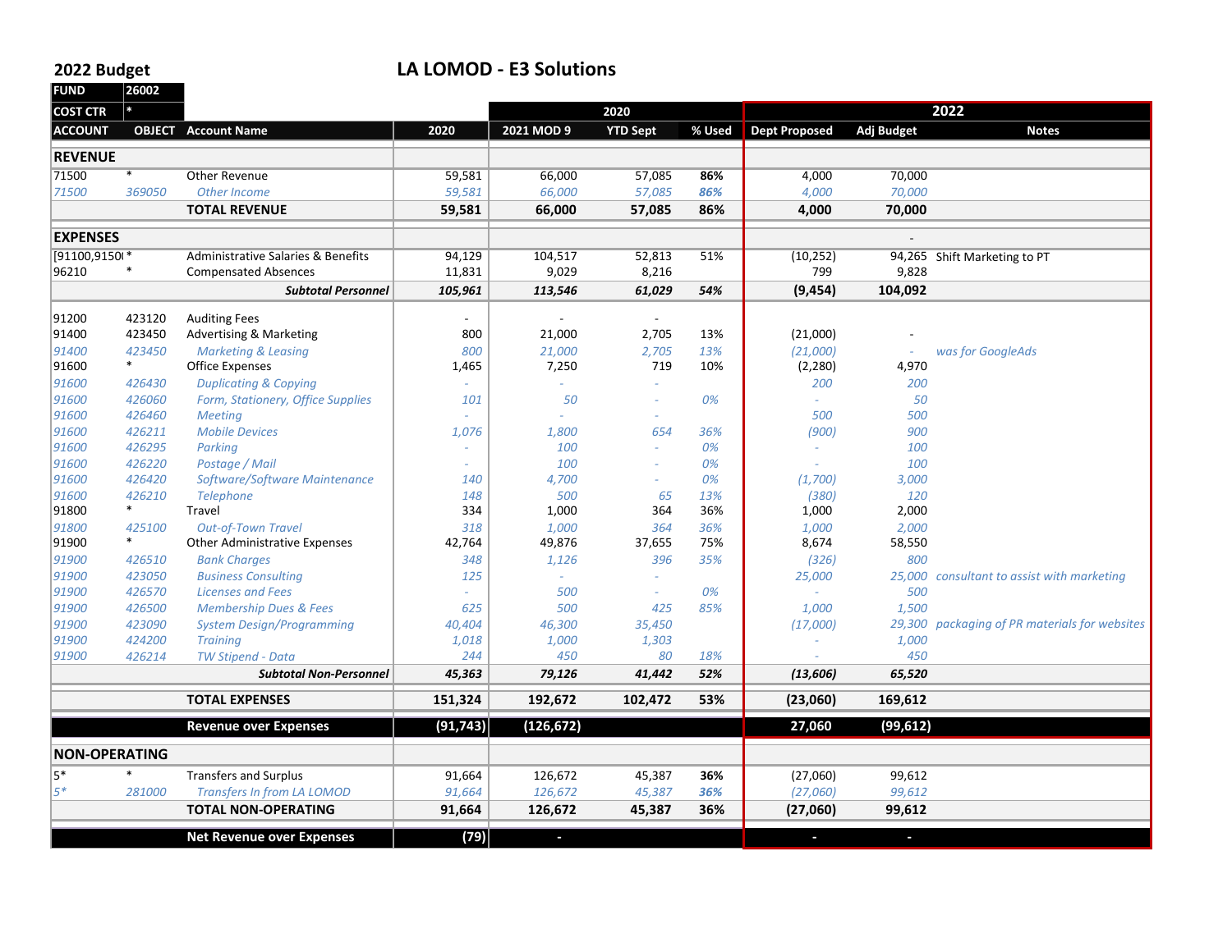**2022 Budget** **LA LOMOD - E3 Solutions**

| FUND | 26002 | | | | | | | | |
|---|---|---|---|---|---|---|---|---|---|
| COST CTR | * | | | | 2020 | | 2022 | | |
| ACCOUNT | OBJECT | Account Name | 2020 | 2021 MOD 9 | YTD Sept | % Used | Dept Proposed | Adj Budget | Notes |
| **REVENUE** | | | | | | | | | |
| 71500 | * | Other Revenue | 59,581 | 66,000 | 57,085 | **86%** | 4,000 | 70,000 | |
| *71500* | *369050* | *Other Income* | *59,581* | *66,000* | *57,085* | ***86%*** | *4,000* | *70,000* | |
| | | **TOTAL REVENUE** | **59,581** | **66,000** | **57,085** | **86%** | **4,000** | **70,000** | |
| **EXPENSES** | | | | | | | | - | |
| [91100,9150( | * | Administrative Salaries & Benefits | 94,129 | 104,517 | 52,813 | 51% | (10,252) | 94,265 | Shift Marketing to PT |
| 96210 | * | Compensated Absences | 11,831 | 9,029 | 8,216 | | 799 | 9,828 | |
| | | ***Subtotal Personnel*** | ***105,961*** | ***113,546*** | ***61,029*** | ***54%*** | **(9,454)** | **104,092** | |
| 91200 | 423120 | Auditing Fees | - | - | - | | | | |
| 91400 | 423450 | Advertising & Marketing | 800 | 21,000 | 2,705 | 13% | (21,000) | - | |
| *91400* | *423450* | *Marketing & Leasing* | *800* | *21,000* | *2,705* | *13%* | *(21,000)* | *-* | *was for GoogleAds* |
| 91600 | * | Office Expenses | 1,465 | 7,250 | 719 | 10% | (2,280) | 4,970 | |
| *91600* | *426430* | *Duplicating & Copying* | *-* | *-* | *-* | | *200* | *200* | |
| *91600* | *426060* | *Form, Stationery, Office Supplies* | *101* | *50* | *-* | *0%* | *-* | *50* | |
| *91600* | *426460* | *Meeting* | *-* | *-* | *-* | | *500* | *500* | |
| *91600* | *426211* | *Mobile Devices* | *1,076* | *1,800* | *654* | *36%* | *(900)* | *900* | |
| *91600* | *426295* | *Parking* | *-* | *100* | *-* | *0%* | *-* | *100* | |
| *91600* | *426220* | *Postage / Mail* | *-* | *100* | *-* | *0%* | *-* | *100* | |
| *91600* | *426420* | *Software/Software Maintenance* | *140* | *4,700* | *-* | *0%* | *(1,700)* | *3,000* | |
| *91600* | *426210* | *Telephone* | *148* | *500* | *65* | *13%* | *(380)* | *120* | |
| 91800 | * | Travel | 334 | 1,000 | 364 | 36% | 1,000 | 2,000 | |
| *91800* | *425100* | *Out-of-Town Travel* | *318* | *1,000* | *364* | *36%* | *1,000* | *2,000* | |
| 91900 | * | Other Administrative Expenses | 42,764 | 49,876 | 37,655 | 75% | 8,674 | 58,550 | |
| *91900* | *426510* | *Bank Charges* | *348* | *1,126* | *396* | *35%* | *(326)* | *800* | |
| *91900* | *423050* | *Business Consulting* | *125* | *-* | *-* | | *25,000* | *25,000* | *consultant to assist with marketing* |
| *91900* | *426570* | *Licenses and Fees* | *-* | *500* | *-* | *0%* | *-* | *500* | |
| *91900* | *426500* | *Membership Dues & Fees* | *625* | *500* | *425* | *85%* | *1,000* | *1,500* | |
| *91900* | *423090* | *System Design/Programming* | *40,404* | *46,300* | *35,450* | | *(17,000)* | *29,300* | *packaging of PR materials for websites* |
| *91900* | *424200* | *Training* | *1,018* | *1,000* | *1,303* | | *-* | *1,000* | |
| *91900* | *426214* | *TW Stipend - Data* | *244* | *450* | *80* | *18%* | *-* | *450* | |
| | | ***Subtotal Non-Personnel*** | ***45,363*** | ***79,126*** | ***41,442*** | ***52%*** | ***(13,606)*** | ***65,520*** | |
| | | **TOTAL EXPENSES** | **151,324** | **192,672** | **102,472** | **53%** | **(23,060)** | **169,612** | |
| | | **Revenue over Expenses** | **(91,743)** | **(126,672)** | | | **27,060** | **(99,612)** | |
| **NON-OPERATING** | | | | | | | | | |
| 5* | * | Transfers and Surplus | 91,664 | 126,672 | 45,387 | **36%** | (27,060) | 99,612 | |
| *5** | *281000* | *Transfers In from LA LOMOD* | *91,664* | *126,672* | *45,387* | ***36%*** | *(27,060)* | *99,612* | |
| | | **TOTAL NON-OPERATING** | **91,664** | **126,672** | **45,387** | **36%** | **(27,060)** | **99,612** | |
| | | **Net Revenue over Expenses** | **(79)** | **-** | | | **-** | **-** | |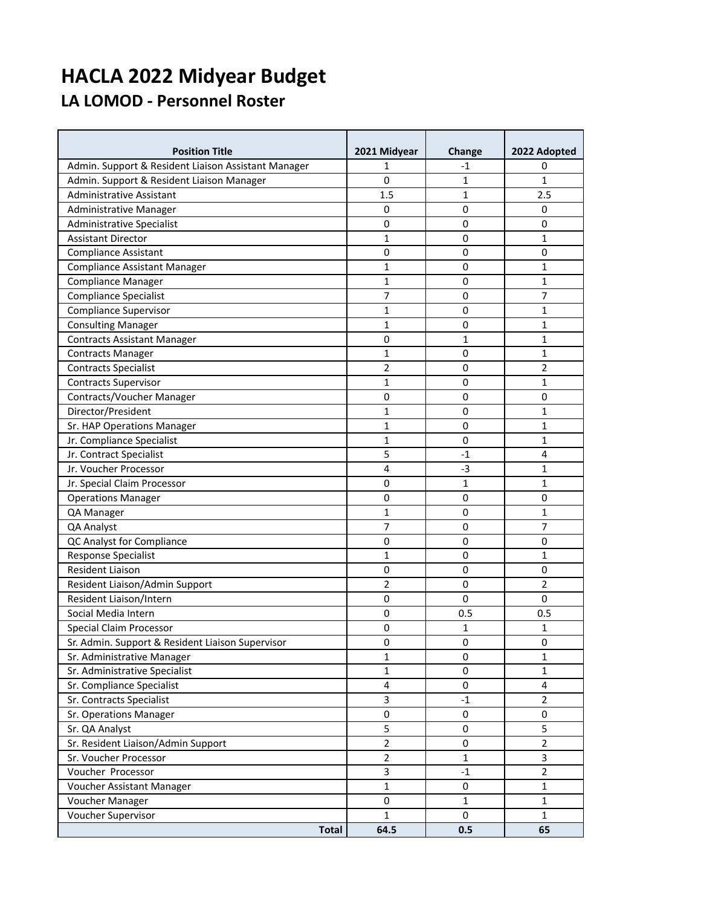# HACLA 2022 Midyear Budget

## LA LOMOD - Personnel Roster

| Position Title | 2021 Midyear | Change | 2022 Adopted |
|---|---|---|---|
| Admin. Support & Resident Liaison Assistant Manager | 1 | -1 | 0 |
| Admin. Support & Resident Liaison Manager | 0 | 1 | 1 |
| Administrative Assistant | 1.5 | 1 | 2.5 |
| Administrative Manager | 0 | 0 | 0 |
| Administrative Specialist | 0 | 0 | 0 |
| Assistant Director | 1 | 0 | 1 |
| Compliance Assistant | 0 | 0 | 0 |
| Compliance Assistant Manager | 1 | 0 | 1 |
| Compliance Manager | 1 | 0 | 1 |
| Compliance Specialist | 7 | 0 | 7 |
| Compliance Supervisor | 1 | 0 | 1 |
| Consulting Manager | 1 | 0 | 1 |
| Contracts Assistant Manager | 0 | 1 | 1 |
| Contracts Manager | 1 | 0 | 1 |
| Contracts Specialist | 2 | 0 | 2 |
| Contracts Supervisor | 1 | 0 | 1 |
| Contracts/Voucher Manager | 0 | 0 | 0 |
| Director/President | 1 | 0 | 1 |
| Sr. HAP Operations Manager | 1 | 0 | 1 |
| Jr. Compliance Specialist | 1 | 0 | 1 |
| Jr. Contract Specialist | 5 | -1 | 4 |
| Jr. Voucher Processor | 4 | -3 | 1 |
| Jr. Special Claim Processor | 0 | 1 | 1 |
| Operations Manager | 0 | 0 | 0 |
| QA Manager | 1 | 0 | 1 |
| QA Analyst | 7 | 0 | 7 |
| QC Analyst for Compliance | 0 | 0 | 0 |
| Response Specialist | 1 | 0 | 1 |
| Resident Liaison | 0 | 0 | 0 |
| Resident Liaison/Admin Support | 2 | 0 | 2 |
| Resident Liaison/Intern | 0 | 0 | 0 |
| Social Media Intern | 0 | 0.5 | 0.5 |
| Special Claim Processor | 0 | 1 | 1 |
| Sr. Admin. Support & Resident Liaison Supervisor | 0 | 0 | 0 |
| Sr. Administrative Manager | 1 | 0 | 1 |
| Sr. Administrative Specialist | 1 | 0 | 1 |
| Sr. Compliance Specialist | 4 | 0 | 4 |
| Sr. Contracts Specialist | 3 | -1 | 2 |
| Sr. Operations Manager | 0 | 0 | 0 |
| Sr. QA Analyst | 5 | 0 | 5 |
| Sr. Resident Liaison/Admin Support | 2 | 0 | 2 |
| Sr. Voucher Processor | 2 | 1 | 3 |
| Voucher Processor | 3 | -1 | 2 |
| Voucher Assistant Manager | 1 | 0 | 1 |
| Voucher Manager | 0 | 1 | 1 |
| Voucher Supervisor | 1 | 0 | 1 |
| **Total** | **64.5** | **0.5** | **65** |